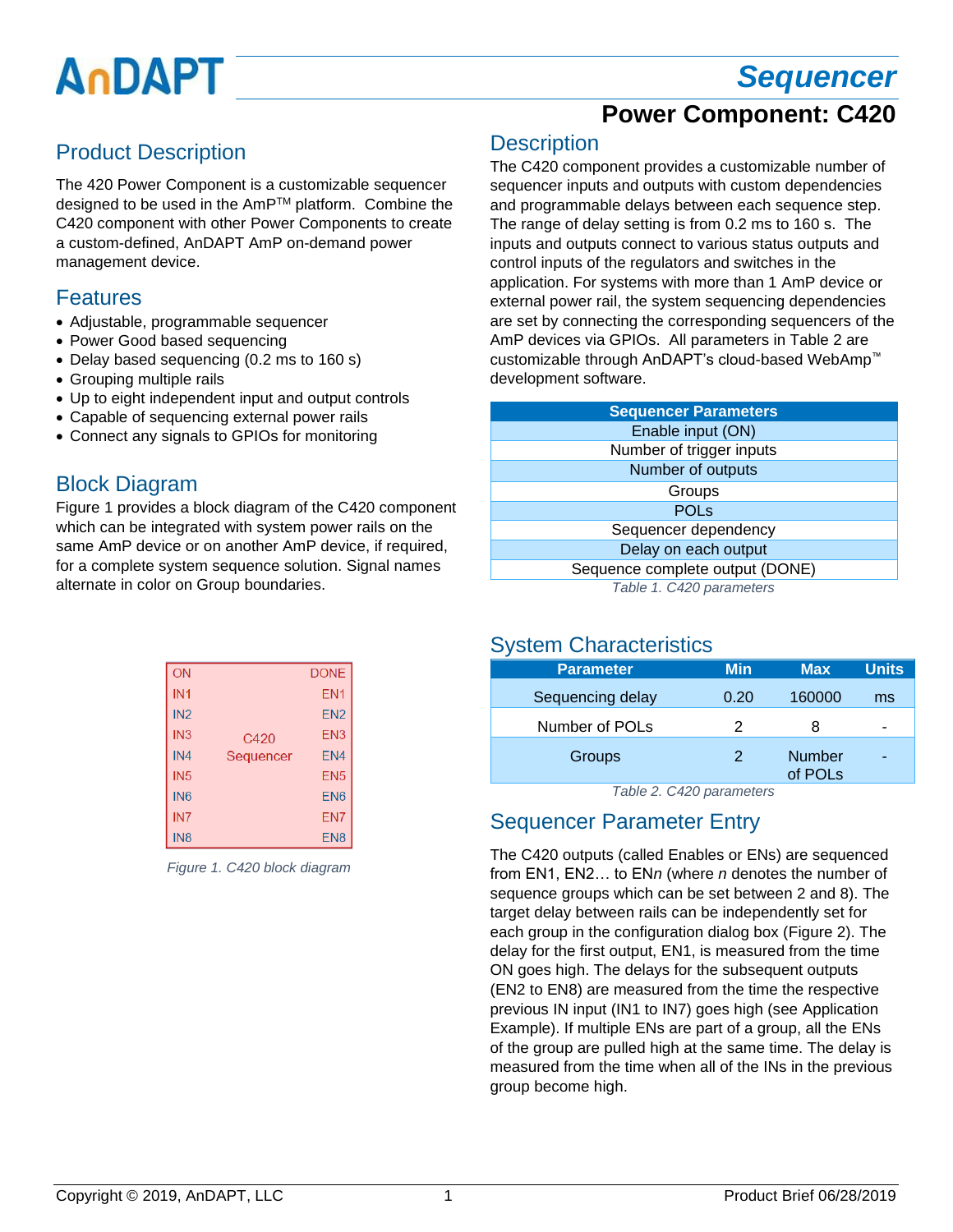# AnDAPT

# Sequencer

## Power Component: C420

## Product Description

The 420 Power Component is a customizable sequencer designed to be used in the AmP™ platform. Combine the C420 component with other Power Components to create a custom-defined, AnDAPT AmP on-demand power management device.

## Features

- Adjustable, programmable sequencer
- Power Good based sequencing
- Delay based sequencing (0.2 ms to 160 s)
- Grouping multiple rails
- Up to eight independent input and output controls
- Capable of sequencing external power rails
- Connect any signals to GPIOs for monitoring

## Block Diagram

Figure 1 provides a block diagram of the C420 component which can be integrated with system power rails on the same AmP device or on another AmP device, if required, for a complete system sequence solution. Signal names alternate in color on Group boundaries.

ON
IN1
IN2
IN3
IN4
IN5
IN6
IN7
IN8

C420
Sequencer

DONE
EN1
EN2
EN3
EN4
EN5
EN6
EN7
EN8

*Figure 1. C420 block diagram*

## Description

The C420 component provides a customizable number of sequencer inputs and outputs with custom dependencies and programmable delays between each sequence step. The range of delay setting is from 0.2 ms to 160 s. The inputs and outputs connect to various status outputs and control inputs of the regulators and switches in the application. For systems with more than 1 AmP device or external power rail, the system sequencing dependencies are set by connecting the corresponding sequencers of the AmP devices via GPIOs. All parameters in Table 2 are customizable through AnDAPT's cloud-based WebAmp™ development software.

| Sequencer Parameters |
| --- |
| Enable input (ON) |
| Number of trigger inputs |
| Number of outputs |
| Groups |
| POLs |
| Sequencer dependency |
| Delay on each output |
| Sequence complete output (DONE) |

*Table 1. C420 parameters*

## System Characteristics

| Parameter | Min | Max | Units |
| --- | --- | --- | --- |
| Sequencing delay | 0.20 | 160000 | ms |
| Number of POLs | 2 | 8 | - |
| Groups | 2 | Number of POLs | - |

*Table 2. C420 parameters*

## Sequencer Parameter Entry

The C420 outputs (called Enables or ENs) are sequenced from EN1, EN2… to EN*n* (where *n* denotes the number of sequence groups which can be set between 2 and 8). The target delay between rails can be independently set for each group in the configuration dialog box (Figure 2). The delay for the first output, EN1, is measured from the time ON goes high. The delays for the subsequent outputs (EN2 to EN8) are measured from the time the respective previous IN input (IN1 to IN7) goes high (see Application Example). If multiple ENs are part of a group, all the ENs of the group are pulled high at the same time. The delay is measured from the time when all of the INs in the previous group become high.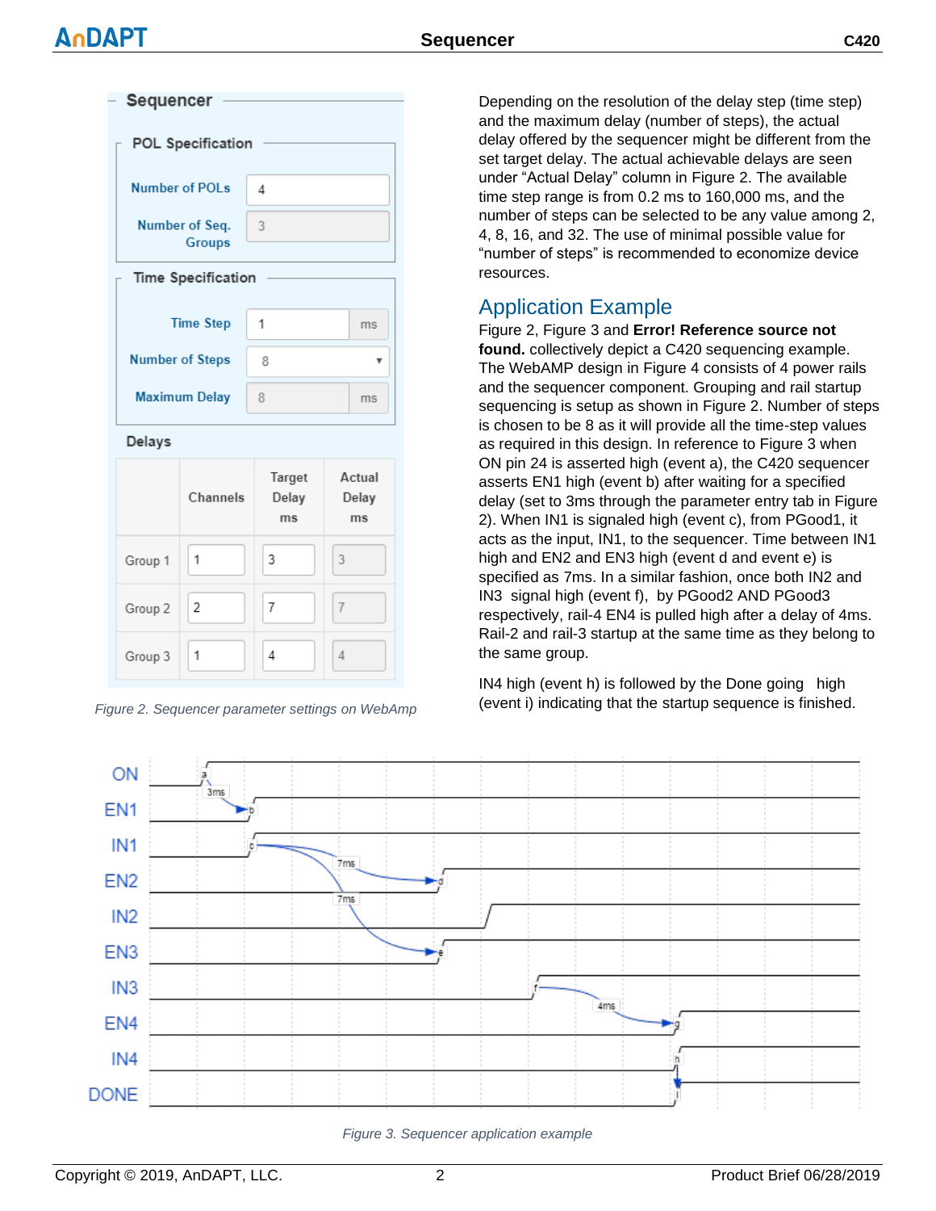Sequencer

POL Specification

Number of POLs: 4

Number of Seq. Groups: 3

Time Specification

Time Step: 1 ms

Number of Steps: 8

Maximum Delay: 8 ms

Delays

| | Channels | Target Delay ms | Actual Delay ms |
|---|---|---|---|
| Group 1 | 1 | 3 | 3 |
| Group 2 | 2 | 7 | 7 |
| Group 3 | 1 | 4 | 4 |

*Figure 2. Sequencer parameter settings on WebAmp*

Depending on the resolution of the delay step (time step) and the maximum delay (number of steps), the actual delay offered by the sequencer might be different from the set target delay. The actual achievable delays are seen under "Actual Delay" column in Figure 2. The available time step range is from 0.2 ms to 160,000 ms, and the number of steps can be selected to be any value among 2, 4, 8, 16, and 32. The use of minimal possible value for "number of steps" is recommended to economize device resources.

## Application Example

Figure 2, Figure 3 and **Error! Reference source not found.** collectively depict a C420 sequencing example. The WebAMP design in Figure 4 consists of 4 power rails and the sequencer component. Grouping and rail startup sequencing is setup as shown in Figure 2. Number of steps is chosen to be 8 as it will provide all the time-step values as required in this design. In reference to Figure 3 when ON pin 24 is asserted high (event a), the C420 sequencer asserts EN1 high (event b) after waiting for a specified delay (set to 3ms through the parameter entry tab in Figure 2). When IN1 is signaled high (event c), from PGood1, it acts as the input, IN1, to the sequencer. Time between IN1 high and EN2 and EN3 high (event d and event e) is specified as 7ms. In a similar fashion, once both IN2 and IN3 signal high (event f), by PGood2 AND PGood3 respectively, rail-4 EN4 is pulled high after a delay of 4ms. Rail-2 and rail-3 startup at the same time as they belong to the same group.

IN4 high (event h) is followed by the Done going high (event i) indicating that the startup sequence is finished.

ON
EN1
IN1
EN2
IN2
EN3
IN3
EN4
IN4
DONE
a
b
c
d
e
f
g
h
i
3ms
7ms
7ms
4ms

*Figure 3. Sequencer application example*